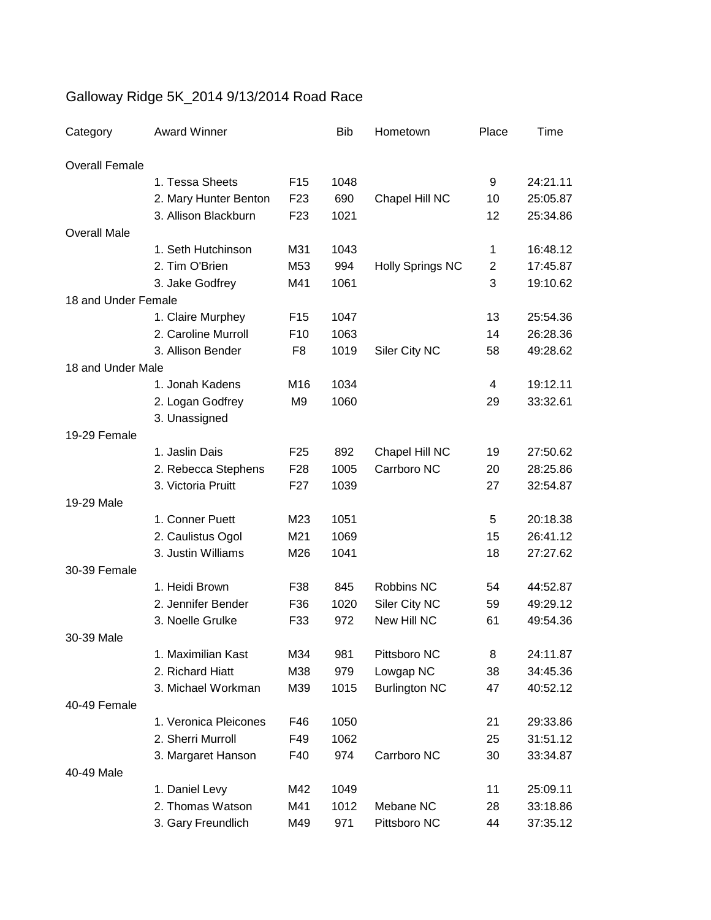# Galloway Ridge 5K_2014 9/13/2014 Road Race

| Category | Award Winner | | Bib | Hometown | Place | Time |
|---|---|---|---|---|---|---|
| Overall Female | | | | | | |
| | 1. Tessa Sheets | F15 | 1048 | | 9 | 24:21.11 |
| | 2. Mary Hunter Benton | F23 | 690 | Chapel Hill NC | 10 | 25:05.87 |
| | 3. Allison Blackburn | F23 | 1021 | | 12 | 25:34.86 |
| Overall Male | | | | | | |
| | 1. Seth Hutchinson | M31 | 1043 | | 1 | 16:48.12 |
| | 2. Tim O'Brien | M53 | 994 | Holly Springs NC | 2 | 17:45.87 |
| | 3. Jake Godfrey | M41 | 1061 | | 3 | 19:10.62 |
| 18 and Under Female | | | | | | |
| | 1. Claire Murphey | F15 | 1047 | | 13 | 25:54.36 |
| | 2. Caroline Murroll | F10 | 1063 | | 14 | 26:28.36 |
| | 3. Allison Bender | F8 | 1019 | Siler City NC | 58 | 49:28.62 |
| 18 and Under Male | | | | | | |
| | 1. Jonah Kadens | M16 | 1034 | | 4 | 19:12.11 |
| | 2. Logan Godfrey | M9 | 1060 | | 29 | 33:32.61 |
| | 3. Unassigned | | | | | |
| 19-29 Female | | | | | | |
| | 1. Jaslin Dais | F25 | 892 | Chapel Hill NC | 19 | 27:50.62 |
| | 2. Rebecca Stephens | F28 | 1005 | Carrboro NC | 20 | 28:25.86 |
| | 3. Victoria Pruitt | F27 | 1039 | | 27 | 32:54.87 |
| 19-29 Male | | | | | | |
| | 1. Conner Puett | M23 | 1051 | | 5 | 20:18.38 |
| | 2. Caulistus Ogol | M21 | 1069 | | 15 | 26:41.12 |
| | 3. Justin Williams | M26 | 1041 | | 18 | 27:27.62 |
| 30-39 Female | | | | | | |
| | 1. Heidi Brown | F38 | 845 | Robbins NC | 54 | 44:52.87 |
| | 2. Jennifer Bender | F36 | 1020 | Siler City NC | 59 | 49:29.12 |
| | 3. Noelle Grulke | F33 | 972 | New Hill NC | 61 | 49:54.36 |
| 30-39 Male | | | | | | |
| | 1. Maximilian Kast | M34 | 981 | Pittsboro NC | 8 | 24:11.87 |
| | 2. Richard Hiatt | M38 | 979 | Lowgap NC | 38 | 34:45.36 |
| | 3. Michael Workman | M39 | 1015 | Burlington NC | 47 | 40:52.12 |
| 40-49 Female | | | | | | |
| | 1. Veronica Pleicones | F46 | 1050 | | 21 | 29:33.86 |
| | 2. Sherri Murroll | F49 | 1062 | | 25 | 31:51.12 |
| | 3. Margaret Hanson | F40 | 974 | Carrboro NC | 30 | 33:34.87 |
| 40-49 Male | | | | | | |
| | 1. Daniel Levy | M42 | 1049 | | 11 | 25:09.11 |
| | 2. Thomas Watson | M41 | 1012 | Mebane NC | 28 | 33:18.86 |
| | 3. Gary Freundlich | M49 | 971 | Pittsboro NC | 44 | 37:35.12 |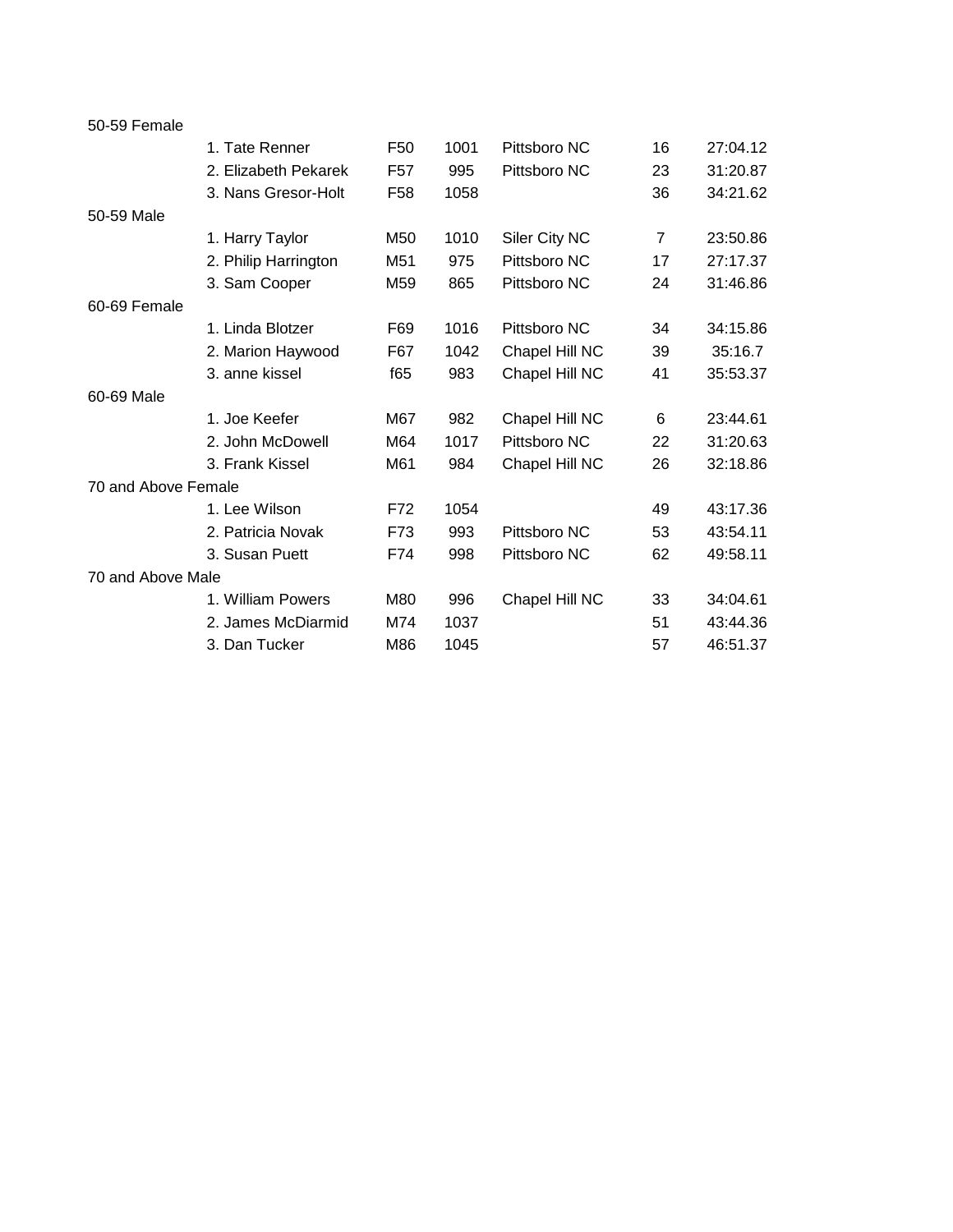| | | | | | | |
|---|---|---|---|---|---|---|
| 50-59 Female | | | | | | |
| | 1. Tate Renner | F50 | 1001 | Pittsboro NC | 16 | 27:04.12 |
| | 2. Elizabeth Pekarek | F57 | 995 | Pittsboro NC | 23 | 31:20.87 |
| | 3. Nans Gresor-Holt | F58 | 1058 | | 36 | 34:21.62 |
| 50-59 Male | | | | | | |
| | 1. Harry Taylor | M50 | 1010 | Siler City NC | 7 | 23:50.86 |
| | 2. Philip Harrington | M51 | 975 | Pittsboro NC | 17 | 27:17.37 |
| | 3. Sam Cooper | M59 | 865 | Pittsboro NC | 24 | 31:46.86 |
| 60-69 Female | | | | | | |
| | 1. Linda Blotzer | F69 | 1016 | Pittsboro NC | 34 | 34:15.86 |
| | 2. Marion Haywood | F67 | 1042 | Chapel Hill NC | 39 | 35:16.7 |
| | 3. anne kissel | f65 | 983 | Chapel Hill NC | 41 | 35:53.37 |
| 60-69 Male | | | | | | |
| | 1. Joe Keefer | M67 | 982 | Chapel Hill NC | 6 | 23:44.61 |
| | 2. John McDowell | M64 | 1017 | Pittsboro NC | 22 | 31:20.63 |
| | 3. Frank Kissel | M61 | 984 | Chapel Hill NC | 26 | 32:18.86 |
| 70 and Above Female | | | | | | |
| | 1. Lee Wilson | F72 | 1054 | | 49 | 43:17.36 |
| | 2. Patricia Novak | F73 | 993 | Pittsboro NC | 53 | 43:54.11 |
| | 3. Susan Puett | F74 | 998 | Pittsboro NC | 62 | 49:58.11 |
| 70 and Above Male | | | | | | |
| | 1. William Powers | M80 | 996 | Chapel Hill NC | 33 | 34:04.61 |
| | 2. James McDiarmid | M74 | 1037 | | 51 | 43:44.36 |
| | 3. Dan Tucker | M86 | 1045 | | 57 | 46:51.37 |